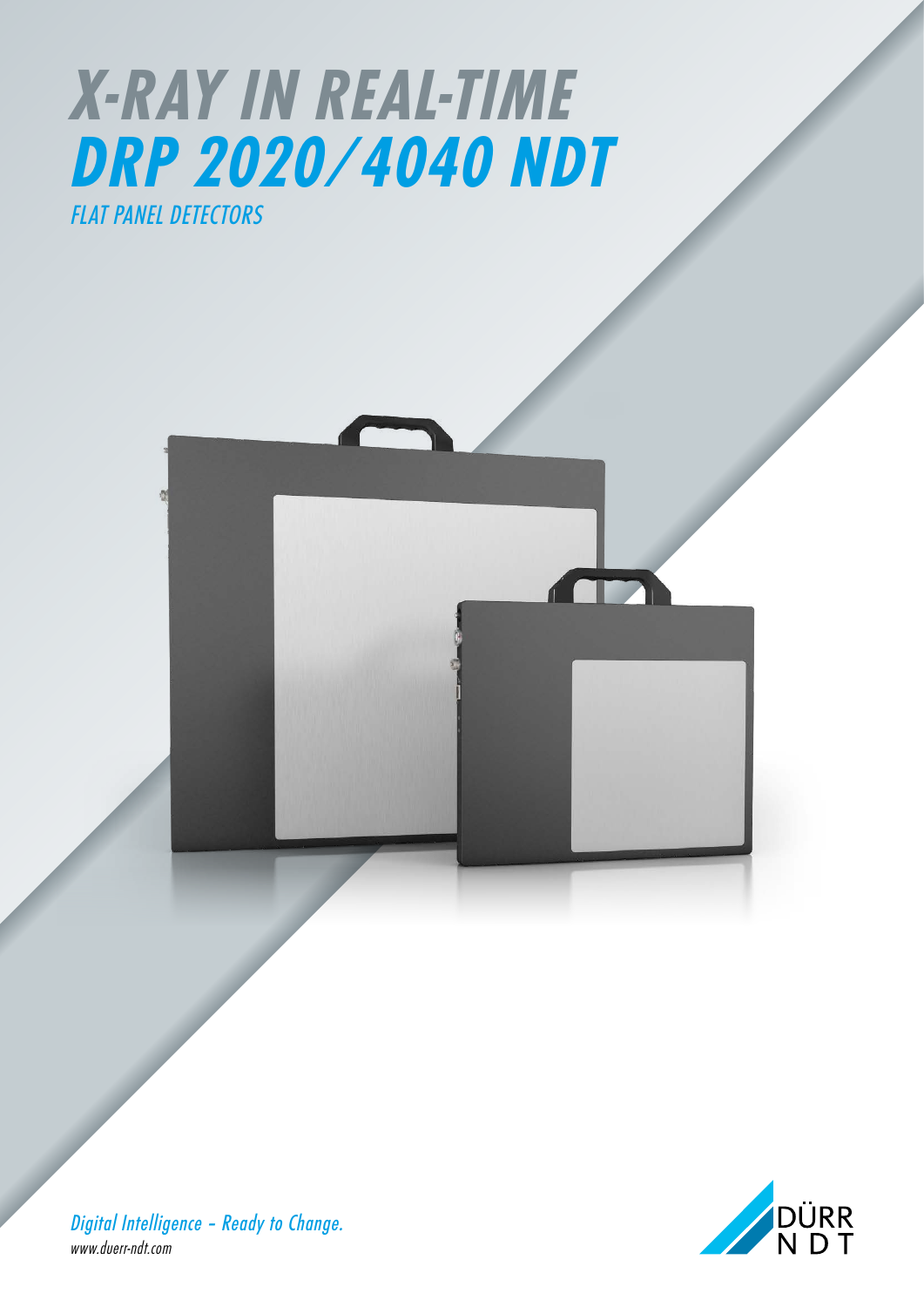# X-RAY IN REAL-TIME

# DRP 2020/4040 NDT

*FLAT PANEL DETECTORS*

*Digital Intelligence – Ready to Change.*

*www.duerr-ndt.com*

DÜRR NDT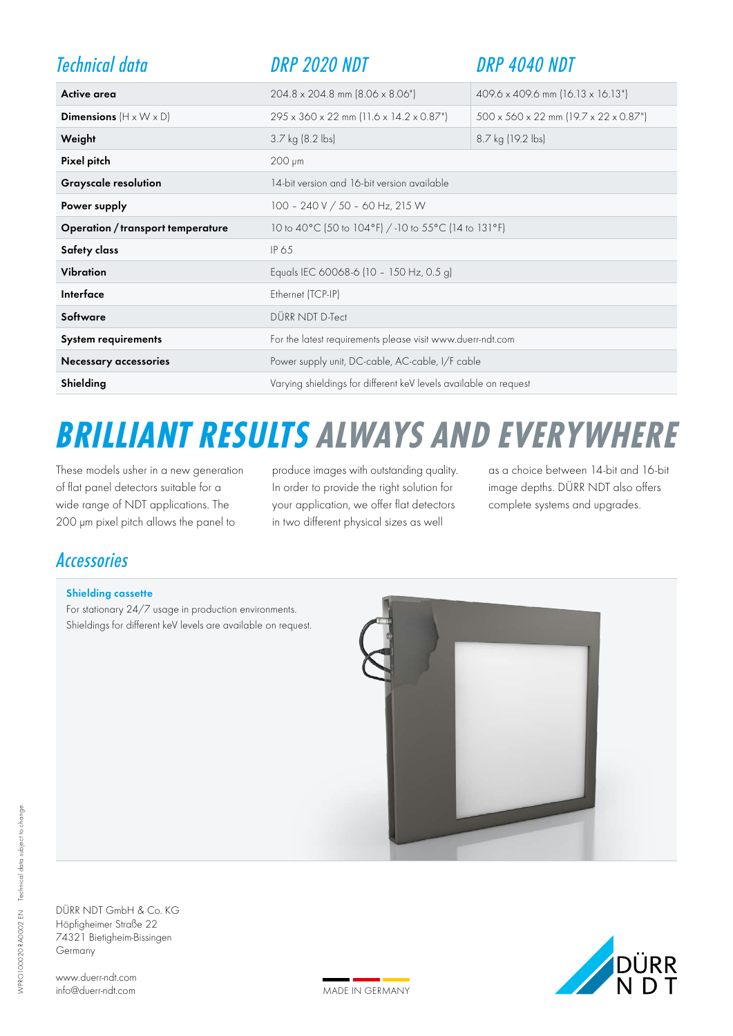| Technical data | DRP 2020 NDT | DRP 4040 NDT |
|---|---|---|
| **Active area** | 204.8 x 204.8 mm (8.06 x 8.06") | 409.6 x 409.6 mm (16.13 x 16.13") |
| **Dimensions** (H x W x D) | 295 x 360 x 22 mm (11.6 x 14.2 x 0.87") | 500 x 560 x 22 mm (19.7 x 22 x 0.87") |
| **Weight** | 3.7 kg (8.2 lbs) | 8.7 kg (19.2 lbs) |
| **Pixel pitch** | 200 µm | |
| **Grayscale resolution** | 14-bit version and 16-bit version available | |
| **Power supply** | 100 – 240 V / 50 – 60 Hz, 215 W | |
| **Operation / transport temperature** | 10 to 40°C (50 to 104°F) / -10 to 55°C (14 to 131°F) | |
| **Safety class** | IP 65 | |
| **Vibration** | Equals IEC 60068-6 (10 – 150 Hz, 0.5 g) | |
| **Interface** | Ethernet (TCP-IP) | |
| **Software** | DÜRR NDT D-Tect | |
| **System requirements** | For the latest requirements please visit www.duerr-ndt.com | |
| **Necessary accessories** | Power supply unit, DC-cable, AC-cable, I/F cable | |
| **Shielding** | Varying shieldings for different keV levels available on request | |

# BRILLIANT RESULTS ALWAYS AND EVERYWHERE

These models usher in a new generation of flat panel detectors suitable for a wide range of NDT applications. The 200 µm pixel pitch allows the panel to produce images with outstanding quality. In order to provide the right solution for your application, we offer flat detectors in two different physical sizes as well as a choice between 14-bit and 16-bit image depths. DÜRR NDT also offers complete systems and upgrades.

## Accessories

**Shielding cassette**

For stationary 24/7 usage in production environments.
Shieldings for different keV levels are available on request.

DÜRR NDT GmbH & Co. KG
Höpfigheimer Straße 22
74321 Bietigheim-Bissingen
Germany

www.duerr-ndt.com
info@duerr-ndt.com

MADE IN GERMANY

WPRO100020 RA0002 EN Technical data subject to change